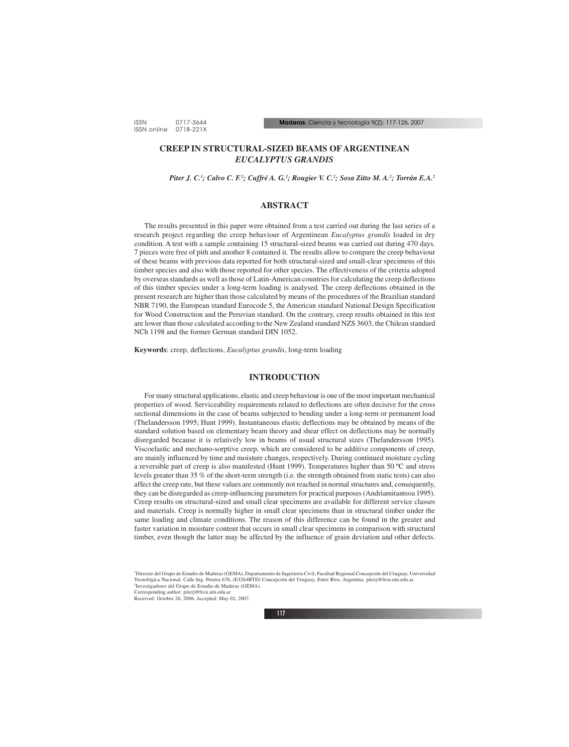# CREEP IN STRUCTURAL-SIZED BEAMS OF ARGENTINEAN *EUCALYPTUS GRANDIS*

***Piter J. C.[1]; Calvo C. F.[2]; Cuffré A. G.[2]; Rougier V. C.[2]; Sosa Zitto M. A.[2]; Torrán E.A.[2]***

## ABSTRACT

The results presented in this paper were obtained from a test carried out during the last series of a research project regarding the creep behaviour of Argentinean *Eucalyptus grandis* loaded in dry condition. A test with a sample containing 15 structural-sized beams was carried out during 470 days. 7 pieces were free of pith and another 8 contained it. The results allow to compare the creep behaviour of these beams with previous data reported for both structural-sized and small-clear specimens of this timber species and also with those reported for other species. The effectiveness of the criteria adopted by overseas standards as well as those of Latin-American countries for calculating the creep deflections of this timber species under a long-term loading is analysed. The creep deflections obtained in the present research are higher than those calculated by means of the procedures of the Brazilian standard NBR 7190, the European standard Eurocode 5, the American standard National Design Specification for Wood Construction and the Peruvian standard. On the contrary, creep results obtained in this test are lower than those calculated according to the New Zealand standard NZS 3603, the Chilean standard NCh 1198 and the former German standard DIN 1052.

**Keywords**: creep, deflections, *Eucalyptus grandis*, long-term loading

## INTRODUCTION

For many structural applications, elastic and creep behaviour is one of the most important mechanical properties of wood. Serviceability requirements related to deflections are often decisive for the cross sectional dimensions in the case of beams subjected to bending under a long-term or permanent load (Thelandersson 1995; Hunt 1999). Instantaneous elastic deflections may be obtained by means of the standard solution based on elementary beam theory and shear effect on deflections may be normally disregarded because it is relatively low in beams of usual structural sizes (Thelandersson 1995). Viscoelastic and mechano-sorptive creep, which are considered to be additive components of creep, are mainly influenced by time and moisture changes, respectively. During continued moisture cycling a reversible part of creep is also manifested (Hunt 1999). Temperatures higher than 50 ºC and stress levels greater than 35 % of the short-term strength (i.e. the strength obtained from static tests) can also affect the creep rate, but these values are commonly not reached in normal structures and, consequently, they can be disregarded as creep-influencing parameters for practical purposes (Andriamitantsoa 1995). Creep results on structural-sized and small clear specimens are available for different service classes and materials. Creep is normally higher in small clear specimens than in structural timber under the same loading and climate conditions. The reason of this difference can be found in the greater and faster variation in moisture content that occurs in small clear specimens in comparison with structural timber, even though the latter may be affected by the influence of grain deviation and other defects.

[1]Director del Grupo de Estudio de Maderas (GEMA), Departamento de Ingeniería Civil, Facultad Regional Concepción del Uruguay, Universidad Tecnológica Nacional. Calle Ing. Pereira 676, (E3264BTD) Concepción del Uruguay, Entre Ríos, Argentina. piterj@frcu.utn.edu.ar.
[2]Investigadores del Grupo de Estudio de Maderas (GEMA).
Corresponding author: piterj@frcu.utn.edu.ar
Received: October 26, 2006. Accepted: May 02, 2007.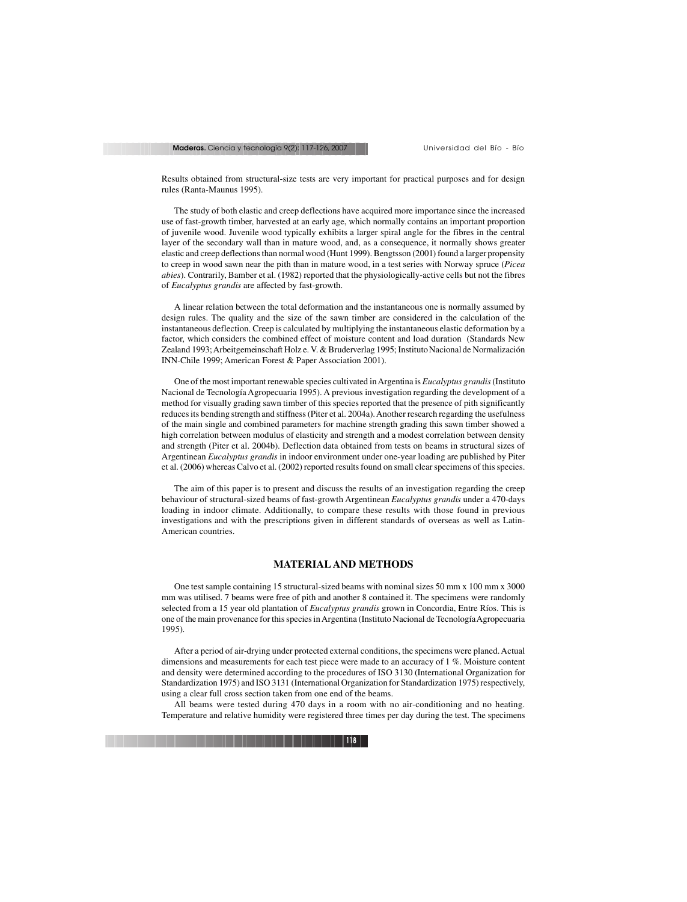Results obtained from structural-size tests are very important for practical purposes and for design rules (Ranta-Maunus 1995).

The study of both elastic and creep deflections have acquired more importance since the increased use of fast-growth timber, harvested at an early age, which normally contains an important proportion of juvenile wood. Juvenile wood typically exhibits a larger spiral angle for the fibres in the central layer of the secondary wall than in mature wood, and, as a consequence, it normally shows greater elastic and creep deflections than normal wood (Hunt 1999). Bengtsson (2001) found a larger propensity to creep in wood sawn near the pith than in mature wood, in a test series with Norway spruce (*Picea abies*). Contrarily, Bamber et al. (1982) reported that the physiologically-active cells but not the fibres of *Eucalyptus grandis* are affected by fast-growth.

A linear relation between the total deformation and the instantaneous one is normally assumed by design rules. The quality and the size of the sawn timber are considered in the calculation of the instantaneous deflection. Creep is calculated by multiplying the instantaneous elastic deformation by a factor, which considers the combined effect of moisture content and load duration (Standards New Zealand 1993; Arbeitgemeinschaft Holz e. V. & Bruderverlag 1995; Instituto Nacional de Normalización INN-Chile 1999; American Forest & Paper Association 2001).

One of the most important renewable species cultivated in Argentina is *Eucalyptus grandis* (Instituto Nacional de Tecnología Agropecuaria 1995). A previous investigation regarding the development of a method for visually grading sawn timber of this species reported that the presence of pith significantly reduces its bending strength and stiffness (Piter et al. 2004a). Another research regarding the usefulness of the main single and combined parameters for machine strength grading this sawn timber showed a high correlation between modulus of elasticity and strength and a modest correlation between density and strength (Piter et al. 2004b). Deflection data obtained from tests on beams in structural sizes of Argentinean *Eucalyptus grandis* in indoor environment under one-year loading are published by Piter et al. (2006) whereas Calvo et al. (2002) reported results found on small clear specimens of this species.

The aim of this paper is to present and discuss the results of an investigation regarding the creep behaviour of structural-sized beams of fast-growth Argentinean *Eucalyptus grandis* under a 470-days loading in indoor climate. Additionally, to compare these results with those found in previous investigations and with the prescriptions given in different standards of overseas as well as Latin-American countries.

## MATERIAL AND METHODS

One test sample containing 15 structural-sized beams with nominal sizes 50 mm x 100 mm x 3000 mm was utilised. 7 beams were free of pith and another 8 contained it. The specimens were randomly selected from a 15 year old plantation of *Eucalyptus grandis* grown in Concordia, Entre Ríos. This is one of the main provenance for this species in Argentina (Instituto Nacional de Tecnología Agropecuaria 1995).

After a period of air-drying under protected external conditions, the specimens were planed. Actual dimensions and measurements for each test piece were made to an accuracy of 1 %. Moisture content and density were determined according to the procedures of ISO 3130 (International Organization for Standardization 1975) and ISO 3131 (International Organization for Standardization 1975) respectively, using a clear full cross section taken from one end of the beams.

All beams were tested during 470 days in a room with no air-conditioning and no heating. Temperature and relative humidity were registered three times per day during the test. The specimens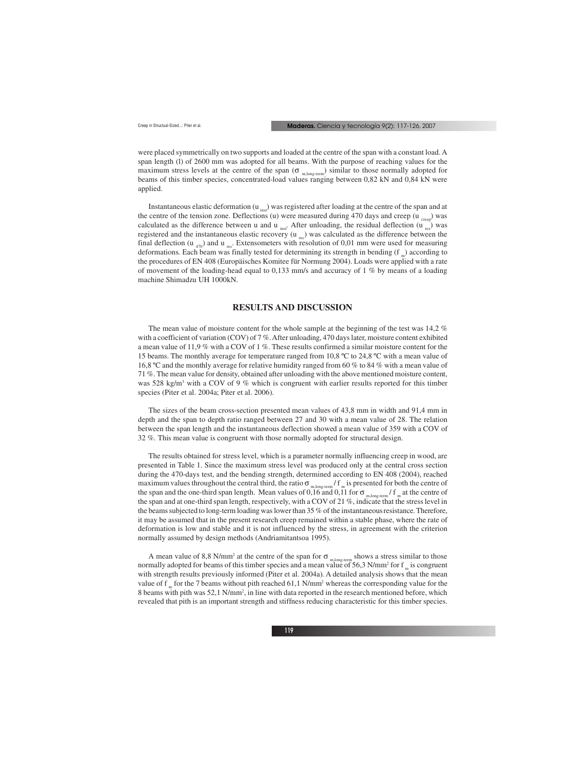were placed symmetrically on two supports and loaded at the centre of the span with a constant load. A span length (l) of 2600 mm was adopted for all beams. With the purpose of reaching values for the maximum stress levels at the centre of the span ($\sigma_{m,long-term}$) similar to those normally adopted for beams of this timber species, concentrated-load values ranging between 0,82 kN and 0,84 kN were applied.

Instantaneous elastic deformation ($u_{inst}$) was registered after loading at the centre of the span and at the centre of the tension zone. Deflections (u) were measured during 470 days and creep ($u_{creep}$) was calculated as the difference between u and $u_{inst}$. After unloading, the residual deflection ($u_{res}$) was registered and the instantaneous elastic recovery ($u_{rec}$) was calculated as the difference between the final deflection ($u_{470}$) and $u_{res}$. Extensometers with resolution of 0,01 mm were used for measuring deformations. Each beam was finally tested for determining its strength in bending ($f_m$) according to the procedures of EN 408 (Europäisches Komitee für Normung 2004). Loads were applied with a rate of movement of the loading-head equal to 0,133 mm/s and accuracy of 1 % by means of a loading machine Shimadzu UH 1000kN.

## RESULTS AND DISCUSSION

The mean value of moisture content for the whole sample at the beginning of the test was 14,2 % with a coefficient of variation (COV) of 7 %. After unloading, 470 days later, moisture content exhibited a mean value of 11,9 % with a COV of 1 %. These results confirmed a similar moisture content for the 15 beams. The monthly average for temperature ranged from 10,8 ºC to 24,8 ºC with a mean value of 16,8 ºC and the monthly average for relative humidity ranged from 60 % to 84 % with a mean value of 71 %. The mean value for density, obtained after unloading with the above mentioned moisture content, was 528 kg/m$^3$ with a COV of 9 % which is congruent with earlier results reported for this timber species (Piter et al. 2004a; Piter et al. 2006).

The sizes of the beam cross-section presented mean values of 43,8 mm in width and 91,4 mm in depth and the span to depth ratio ranged between 27 and 30 with a mean value of 28. The relation between the span length and the instantaneous deflection showed a mean value of 359 with a COV of 32 %. This mean value is congruent with those normally adopted for structural design.

The results obtained for stress level, which is a parameter normally influencing creep in wood, are presented in Table 1. Since the maximum stress level was produced only at the central cross section during the 470-days test, and the bending strength, determined according to EN 408 (2004), reached maximum values throughout the central third, the ratio $\sigma_{m,long-term} / f_m$ is presented for both the centre of the span and the one-third span length. Mean values of 0,16 and 0,11 for $\sigma_{m,long-term} / f_m$ at the centre of the span and at one-third span length, respectively, with a COV of 21 %, indicate that the stress level in the beams subjected to long-term loading was lower than 35 % of the instantaneous resistance. Therefore, it may be assumed that in the present research creep remained within a stable phase, where the rate of deformation is low and stable and it is not influenced by the stress, in agreement with the criterion normally assumed by design methods (Andriamitantsoa 1995).

A mean value of 8,8 N/mm$^2$ at the centre of the span for $\sigma_{m,long-term}$ shows a stress similar to those normally adopted for beams of this timber species and a mean value of 56,3 N/mm$^2$ for $f_m$ is congruent with strength results previously informed (Piter et al. 2004a). A detailed analysis shows that the mean value of $f_m$ for the 7 beams without pith reached 61,1 N/mm$^2$ whereas the corresponding value for the 8 beams with pith was 52,1 N/mm$^2$, in line with data reported in the research mentioned before, which revealed that pith is an important strength and stiffness reducing characteristic for this timber species.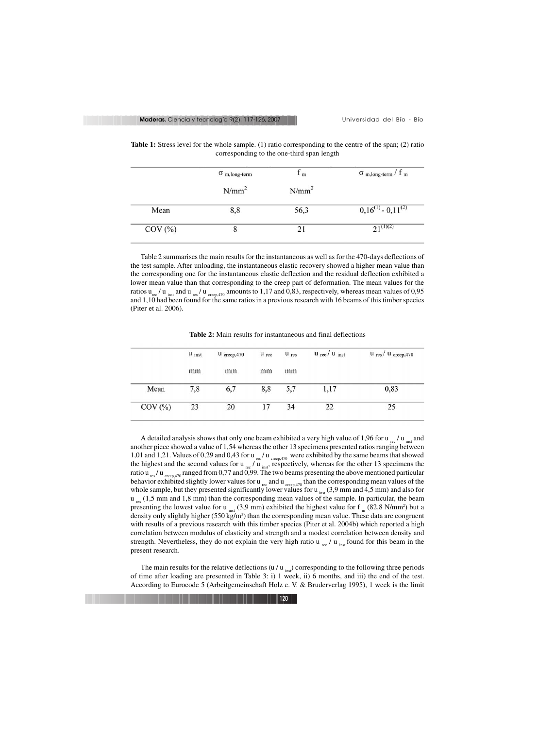**Table 1:** Stress level for the whole sample. (1) ratio corresponding to the centre of the span; (2) ratio corresponding to the one-third span length

| | $\sigma_{m,long\text{-}term}$ N/mm$^2$ | $f_m$ N/mm$^2$ | $\sigma_{m,long\text{-}term} / f_m$ |
|---|---|---|---|
| Mean | 8,8 | 56,3 | 0,16$^{(1)}$ - 0,11$^{(2)}$ |
| COV (%) | 8 | 21 | 21$^{(1)(2)}$ |

Table 2 summarises the main results for the instantaneous as well as for the 470-days deflections of the test sample. After unloading, the instantaneous elastic recovery showed a higher mean value than the corresponding one for the instantaneous elastic deflection and the residual deflection exhibited a lower mean value than that corresponding to the creep part of deformation. The mean values for the ratios $u_{rec} / u_{inst}$ and $u_{res} / u_{creep,470}$ amounts to 1,17 and 0,83, respectively, whereas mean values of 0,95 and 1,10 had been found for the same ratios in a previous research with 16 beams of this timber species (Piter et al. 2006).

**Table 2:** Main results for instantaneous and final deflections

| | $u_{inst}$ mm | $u_{creep,470}$ mm | $u_{rec}$ mm | $u_{res}$ mm | $u_{rec} / u_{inst}$ | $u_{res} / u_{creep,470}$ |
|---|---|---|---|---|---|---|
| Mean | 7,8 | 6,7 | 8,8 | 5,7 | 1,17 | 0,83 |
| COV (%) | 23 | 20 | 17 | 34 | 22 | 25 |

A detailed analysis shows that only one beam exhibited a very high value of 1,96 for $u_{rec} / u_{inst}$ and another piece showed a value of 1,54 whereas the other 13 specimens presented ratios ranging between 1,01 and 1,21. Values of 0,29 and 0,43 for $u_{res} / u_{creep,470}$ were exhibited by the same beams that showed the highest and the second values for $u_{rec} / u_{inst}$, respectively, whereas for the other 13 specimens the ratio $u_{res} / u_{creep,470}$ ranged from 0,77 and 0,99. The two beams presenting the above mentioned particular behavior exhibited slightly lower values for $u_{rec}$ and $u_{creep,470}$ than the corresponding mean values of the whole sample, but they presented significantly lower values for $u_{inst}$ (3,9 mm and 4,5 mm) and also for $u_{res}$ (1,5 mm and 1,8 mm) than the corresponding mean values of the sample. In particular, the beam presenting the lowest value for $u_{inst}$ (3,9 mm) exhibited the highest value for $f_m$ (82,8 N/mm$^2$) but a density only slightly higher (550 kg/m$^3$) than the corresponding mean value. These data are congruent with results of a previous research with this timber species (Piter et al. 2004b) which reported a high correlation between modulus of elasticity and strength and a modest correlation between density and strength. Nevertheless, they do not explain the very high ratio $u_{rec} / u_{inst}$ found for this beam in the present research.

The main results for the relative deflections ($u / u_{inst}$) corresponding to the following three periods of time after loading are presented in Table 3: i) 1 week, ii) 6 months, and iii) the end of the test. According to Eurocode 5 (Arbeitgemeinschaft Holz e. V. & Bruderverlag 1995), 1 week is the limit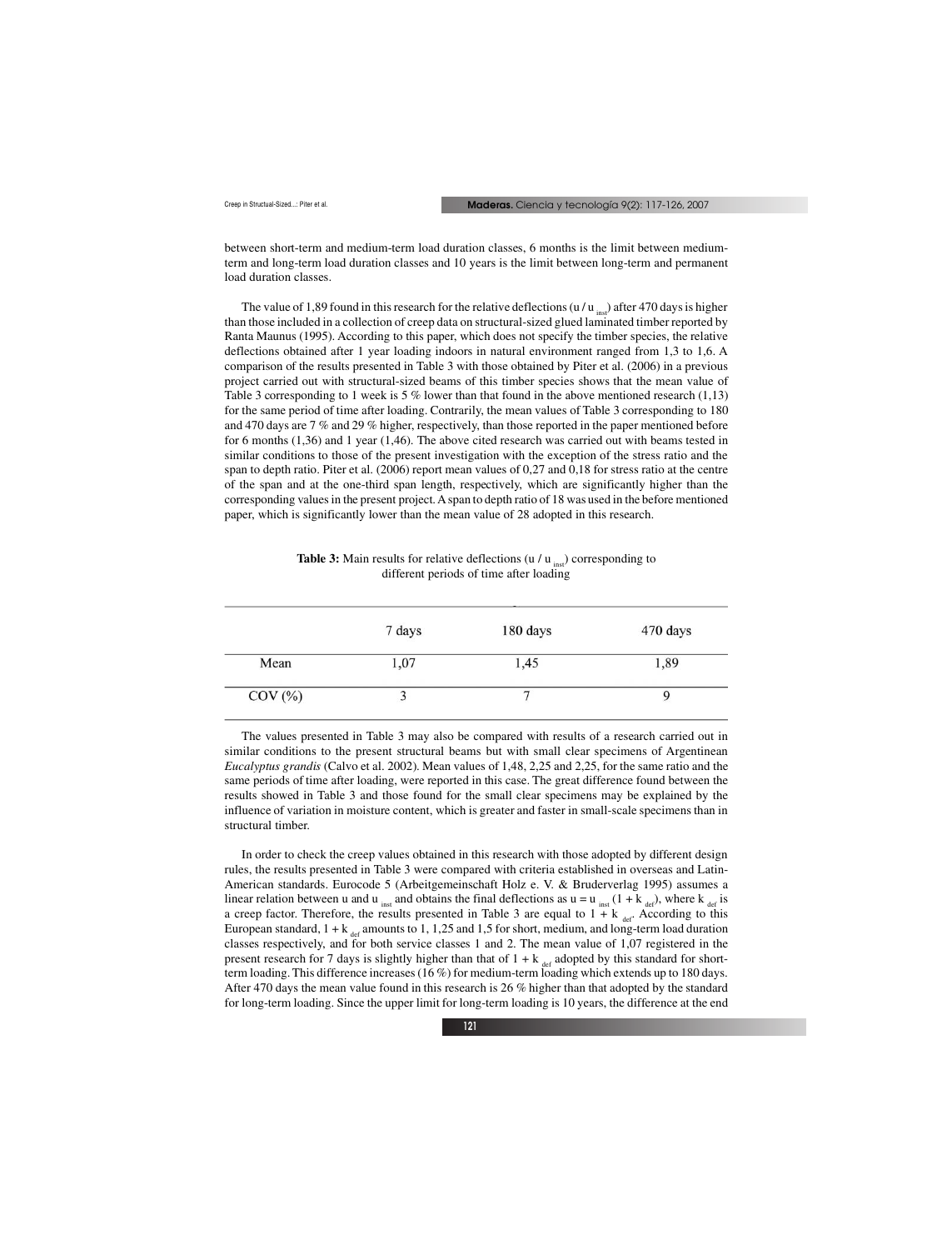between short-term and medium-term load duration classes, 6 months is the limit between medium-term and long-term load duration classes and 10 years is the limit between long-term and permanent load duration classes.

The value of 1,89 found in this research for the relative deflections ($u / u_{inst}$) after 470 days is higher than those included in a collection of creep data on structural-sized glued laminated timber reported by Ranta Maunus (1995). According to this paper, which does not specify the timber species, the relative deflections obtained after 1 year loading indoors in natural environment ranged from 1,3 to 1,6. A comparison of the results presented in Table 3 with those obtained by Piter et al. (2006) in a previous project carried out with structural-sized beams of this timber species shows that the mean value of Table 3 corresponding to 1 week is 5 % lower than that found in the above mentioned research (1,13) for the same period of time after loading. Contrarily, the mean values of Table 3 corresponding to 180 and 470 days are 7 % and 29 % higher, respectively, than those reported in the paper mentioned before for 6 months (1,36) and 1 year (1,46). The above cited research was carried out with beams tested in similar conditions to those of the present investigation with the exception of the stress ratio and the span to depth ratio. Piter et al. (2006) report mean values of 0,27 and 0,18 for stress ratio at the centre of the span and at the one-third span length, respectively, which are significantly higher than the corresponding values in the present project. A span to depth ratio of 18 was used in the before mentioned paper, which is significantly lower than the mean value of 28 adopted in this research.

**Table 3:** Main results for relative deflections ($u / u_{inst}$) corresponding to different periods of time after loading

| | 7 days | 180 days | 470 days |
|---|---|---|---|
| Mean | 1,07 | 1,45 | 1,89 |
| COV (%) | 3 | 7 | 9 |

The values presented in Table 3 may also be compared with results of a research carried out in similar conditions to the present structural beams but with small clear specimens of Argentinean *Eucalyptus grandis* (Calvo et al. 2002). Mean values of 1,48, 2,25 and 2,25, for the same ratio and the same periods of time after loading, were reported in this case. The great difference found between the results showed in Table 3 and those found for the small clear specimens may be explained by the influence of variation in moisture content, which is greater and faster in small-scale specimens than in structural timber.

In order to check the creep values obtained in this research with those adopted by different design rules, the results presented in Table 3 were compared with criteria established in overseas and Latin-American standards. Eurocode 5 (Arbeitgemeinschaft Holz e. V. & Bruderverlag 1995) assumes a linear relation between u and $u_{inst}$ and obtains the final deflections as $u = u_{inst}(1 + k_{def})$, where $k_{def}$ is a creep factor. Therefore, the results presented in Table 3 are equal to $1 + k_{def}$. According to this European standard, $1 + k_{def}$ amounts to 1, 1,25 and 1,5 for short, medium, and long-term load duration classes respectively, and for both service classes 1 and 2. The mean value of 1,07 registered in the present research for 7 days is slightly higher than that of $1 + k_{def}$ adopted by this standard for short-term loading. This difference increases (16 %) for medium-term loading which extends up to 180 days. After 470 days the mean value found in this research is 26 % higher than that adopted by the standard for long-term loading. Since the upper limit for long-term loading is 10 years, the difference at the end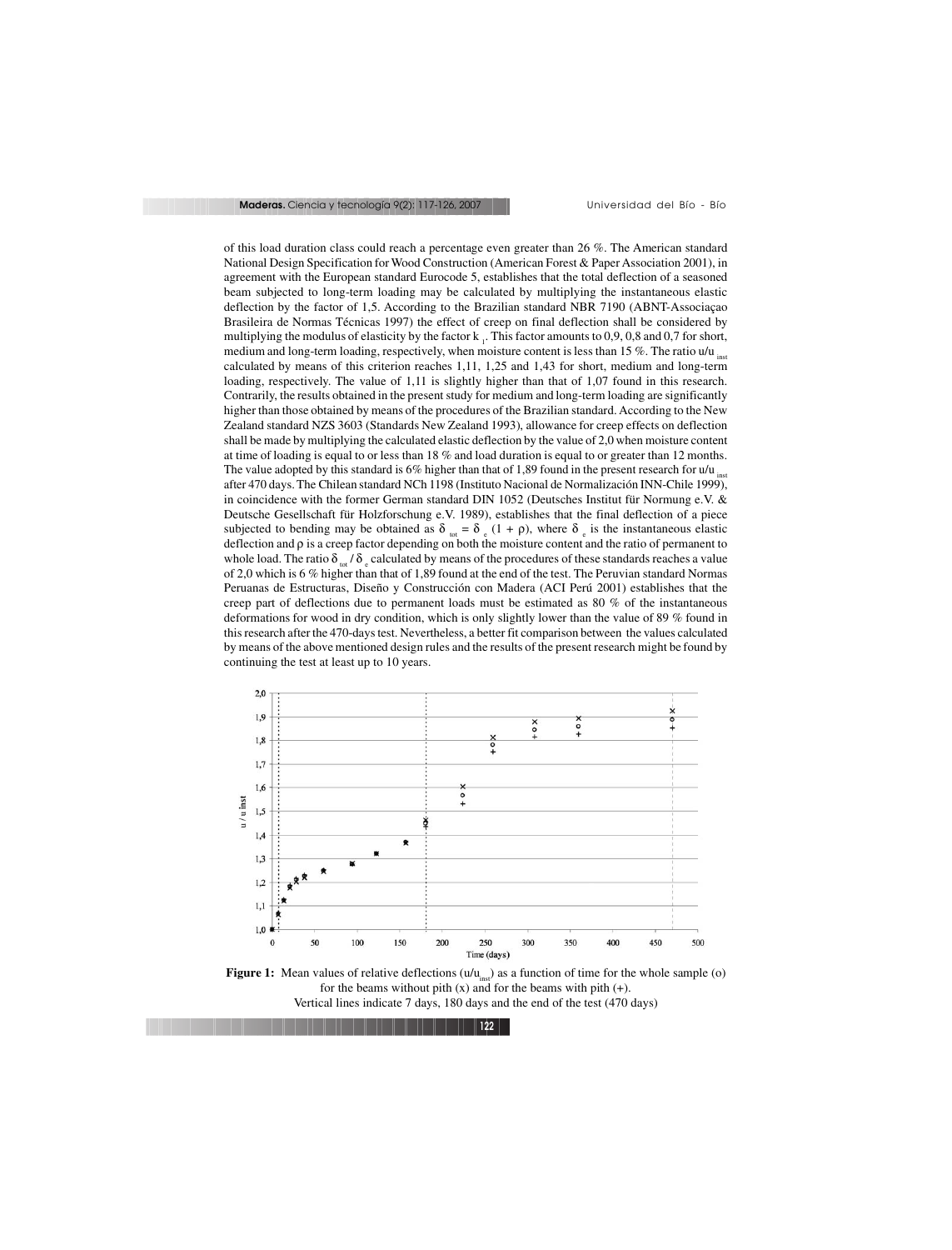of this load duration class could reach a percentage even greater than 26 %. The American standard National Design Specification for Wood Construction (American Forest & Paper Association 2001), in agreement with the European standard Eurocode 5, establishes that the total deflection of a seasoned beam subjected to long-term loading may be calculated by multiplying the instantaneous elastic deflection by the factor of 1,5. According to the Brazilian standard NBR 7190 (ABNT-Associaçao Brasileira de Normas Técnicas 1997) the effect of creep on final deflection shall be considered by multiplying the modulus of elasticity by the factor $k_1$. This factor amounts to 0,9, 0,8 and 0,7 for short, medium and long-term loading, respectively, when moisture content is less than 15 %. The ratio $u/u_{inst}$ calculated by means of this criterion reaches 1,11, 1,25 and 1,43 for short, medium and long-term loading, respectively. The value of 1,11 is slightly higher than that of 1,07 found in this research. Contrarily, the results obtained in the present study for medium and long-term loading are significantly higher than those obtained by means of the procedures of the Brazilian standard. According to the New Zealand standard NZS 3603 (Standards New Zealand 1993), allowance for creep effects on deflection shall be made by multiplying the calculated elastic deflection by the value of 2,0 when moisture content at time of loading is equal to or less than 18 % and load duration is equal to or greater than 12 months. The value adopted by this standard is 6% higher than that of 1,89 found in the present research for $u/u_{inst}$ after 470 days. The Chilean standard NCh 1198 (Instituto Nacional de Normalización INN-Chile 1999), in coincidence with the former German standard DIN 1052 (Deutsches Institut für Normung e.V. & Deutsche Gesellschaft für Holzforschung e.V. 1989), establishes that the final deflection of a piece subjected to bending may be obtained as $\delta_{tot} = \delta_e (1 + \rho)$, where $\delta_e$ is the instantaneous elastic deflection and $\rho$ is a creep factor depending on both the moisture content and the ratio of permanent to whole load. The ratio $\delta_{tot} / \delta_e$ calculated by means of the procedures of these standards reaches a value of 2,0 which is 6 % higher than that of 1,89 found at the end of the test. The Peruvian standard Normas Peruanas de Estructuras, Diseño y Construcción con Madera (ACI Perú 2001) establishes that the creep part of deflections due to permanent loads must be estimated as 80 % of the instantaneous deformations for wood in dry condition, which is only slightly lower than the value of 89 % found in this research after the 470-days test. Nevertheless, a better fit comparison between the values calculated by means of the above mentioned design rules and the results of the present research might be found by continuing the test at least up to 10 years.

**Figure 1:** Mean values of relative deflections ($u/u_{inst}$) as a function of time for the whole sample (o) for the beams without pith (x) and for the beams with pith (+).
Vertical lines indicate 7 days, 180 days and the end of the test (470 days)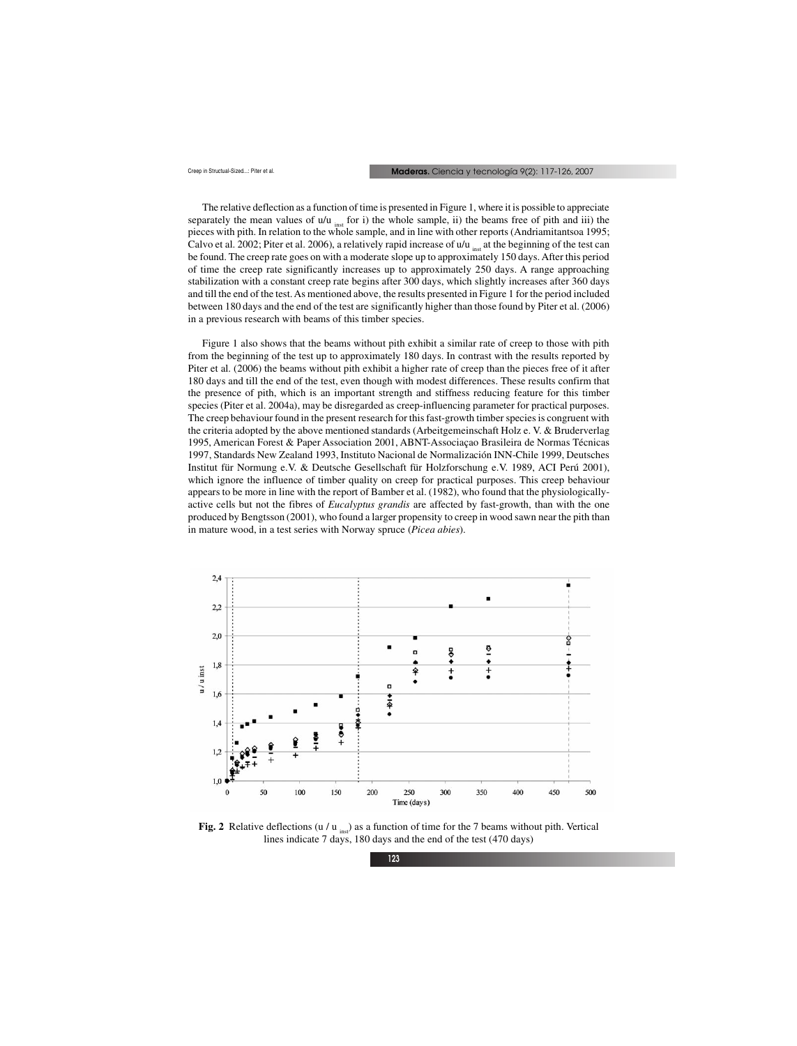The relative deflection as a function of time is presented in Figure 1, where it is possible to appreciate separately the mean values of u/u $_{inst}$ for i) the whole sample, ii) the beams free of pith and iii) the pieces with pith. In relation to the whole sample, and in line with other reports (Andriamitantsoa 1995; Calvo et al. 2002; Piter et al. 2006), a relatively rapid increase of u/u $_{inst}$ at the beginning of the test can be found. The creep rate goes on with a moderate slope up to approximately 150 days. After this period of time the creep rate significantly increases up to approximately 250 days. A range approaching stabilization with a constant creep rate begins after 300 days, which slightly increases after 360 days and till the end of the test. As mentioned above, the results presented in Figure 1 for the period included between 180 days and the end of the test are significantly higher than those found by Piter et al. (2006) in a previous research with beams of this timber species.

Figure 1 also shows that the beams without pith exhibit a similar rate of creep to those with pith from the beginning of the test up to approximately 180 days. In contrast with the results reported by Piter et al. (2006) the beams without pith exhibit a higher rate of creep than the pieces free of it after 180 days and till the end of the test, even though with modest differences. These results confirm that the presence of pith, which is an important strength and stiffness reducing feature for this timber species (Piter et al. 2004a), may be disregarded as creep-influencing parameter for practical purposes. The creep behaviour found in the present research for this fast-growth timber species is congruent with the criteria adopted by the above mentioned standards (Arbeitgemeinschaft Holz e. V. & Bruderverlag 1995, American Forest & Paper Association 2001, ABNT-Associaçao Brasileira de Normas Técnicas 1997, Standards New Zealand 1993, Instituto Nacional de Normalización INN-Chile 1999, Deutsches Institut für Normung e.V. & Deutsche Gesellschaft für Holzforschung e.V. 1989, ACI Perú 2001), which ignore the influence of timber quality on creep for practical purposes. This creep behaviour appears to be more in line with the report of Bamber et al. (1982), who found that the physiologically-active cells but not the fibres of *Eucalyptus grandis* are affected by fast-growth, than with the one produced by Bengtsson (2001), who found a larger propensity to creep in wood sawn near the pith than in mature wood, in a test series with Norway spruce (*Picea abies*).

**Fig. 2** Relative deflections (u / u $_{inst}$) as a function of time for the 7 beams without pith. Vertical lines indicate 7 days, 180 days and the end of the test (470 days)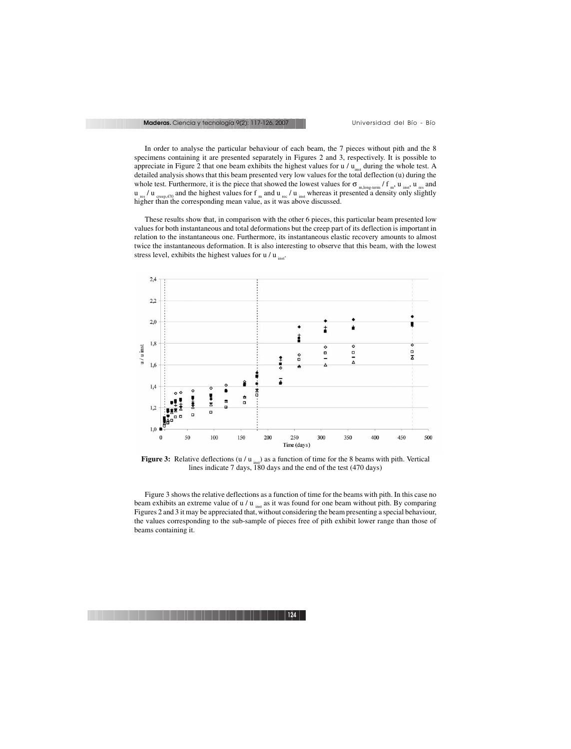In order to analyse the particular behaviour of each beam, the 7 pieces without pith and the 8 specimens containing it are presented separately in Figures 2 and 3, respectively. It is possible to appreciate in Figure 2 that one beam exhibits the highest values for $u / u_{inst}$ during the whole test. A detailed analysis shows that this beam presented very low values for the total deflection (u) during the whole test. Furthermore, it is the piece that showed the lowest values for $\sigma_{m,long\text{-}term} / f_m$, $u_{inst}$, $u_{res}$ and $u_{res} / u_{creep,470}$ and the highest values for $f_m$ and $u_{rec} / u_{inst}$ whereas it presented a density only slightly higher than the corresponding mean value, as it was above discussed.

These results show that, in comparison with the other 6 pieces, this particular beam presented low values for both instantaneous and total deformations but the creep part of its deflection is important in relation to the instantaneous one. Furthermore, its instantaneous elastic recovery amounts to almost twice the instantaneous deformation. It is also interesting to observe that this beam, with the lowest stress level, exhibits the highest values for $u / u_{inst}$.

**Figure 3:** Relative deflections ($u / u_{inst}$) as a function of time for the 8 beams with pith. Vertical lines indicate 7 days, 180 days and the end of the test (470 days)

Figure 3 shows the relative deflections as a function of time for the beams with pith. In this case no beam exhibits an extreme value of $u / u_{inst}$ as it was found for one beam without pith. By comparing Figures 2 and 3 it may be appreciated that, without considering the beam presenting a special behaviour, the values corresponding to the sub-sample of pieces free of pith exhibit lower range than those of beams containing it.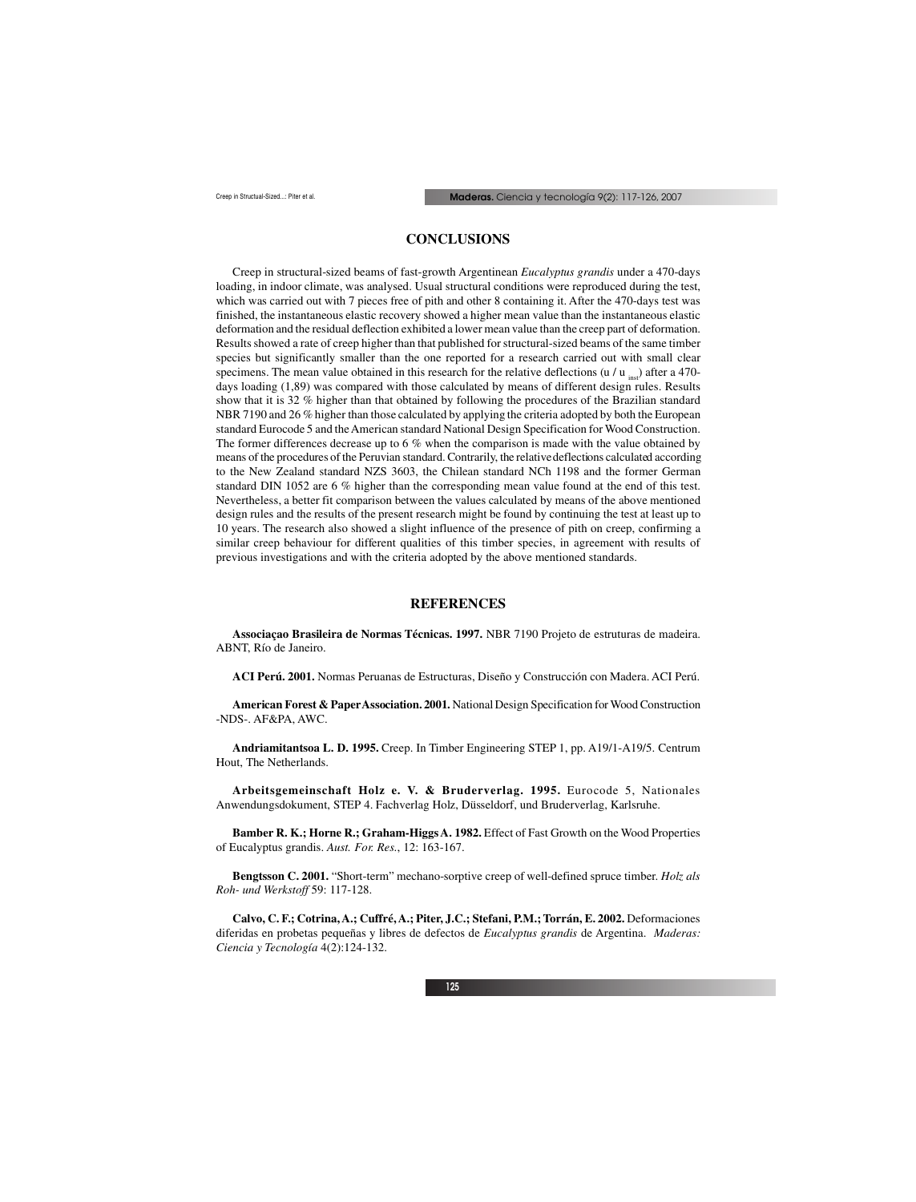## CONCLUSIONS

Creep in structural-sized beams of fast-growth Argentinean *Eucalyptus grandis* under a 470-days loading, in indoor climate, was analysed. Usual structural conditions were reproduced during the test, which was carried out with 7 pieces free of pith and other 8 containing it. After the 470-days test was finished, the instantaneous elastic recovery showed a higher mean value than the instantaneous elastic deformation and the residual deflection exhibited a lower mean value than the creep part of deformation. Results showed a rate of creep higher than that published for structural-sized beams of the same timber species but significantly smaller than the one reported for a research carried out with small clear specimens. The mean value obtained in this research for the relative deflections ($u / u_{inst}$) after a 470-days loading (1,89) was compared with those calculated by means of different design rules. Results show that it is 32 % higher than that obtained by following the procedures of the Brazilian standard NBR 7190 and 26 % higher than those calculated by applying the criteria adopted by both the European standard Eurocode 5 and the American standard National Design Specification for Wood Construction. The former differences decrease up to 6 % when the comparison is made with the value obtained by means of the procedures of the Peruvian standard. Contrarily, the relative deflections calculated according to the New Zealand standard NZS 3603, the Chilean standard NCh 1198 and the former German standard DIN 1052 are 6 % higher than the corresponding mean value found at the end of this test. Nevertheless, a better fit comparison between the values calculated by means of the above mentioned design rules and the results of the present research might be found by continuing the test at least up to 10 years. The research also showed a slight influence of the presence of pith on creep, confirming a similar creep behaviour for different qualities of this timber species, in agreement with results of previous investigations and with the criteria adopted by the above mentioned standards.

## REFERENCES

**Associaçao Brasileira de Normas Técnicas. 1997.** NBR 7190 Projeto de estruturas de madeira. ABNT, Río de Janeiro.

**ACI Perú. 2001.** Normas Peruanas de Estructuras, Diseño y Construcción con Madera. ACI Perú.

**American Forest & Paper Association. 2001.** National Design Specification for Wood Construction -NDS-. AF&PA, AWC.

**Andriamitantsoa L. D. 1995.** Creep. In Timber Engineering STEP 1, pp. A19/1-A19/5. Centrum Hout, The Netherlands.

**Arbeitsgemeinschaft Holz e. V. & Bruderverlag. 1995.** Eurocode 5, Nationales Anwendungsdokument, STEP 4. Fachverlag Holz, Düsseldorf, und Bruderverlag, Karlsruhe.

**Bamber R. K.; Horne R.; Graham-Higgs A. 1982.** Effect of Fast Growth on the Wood Properties of Eucalyptus grandis. *Aust. For. Res.*, 12: 163-167.

**Bengtsson C. 2001.** "Short-term" mechano-sorptive creep of well-defined spruce timber. *Holz als Roh- und Werkstoff* 59: 117-128.

**Calvo, C. F.; Cotrina, A.; Cuffré, A.; Piter, J.C.; Stefani, P.M.; Torrán, E. 2002.** Deformaciones diferidas en probetas pequeñas y libres de defectos de *Eucalyptus grandis* de Argentina. *Maderas: Ciencia y Tecnología* 4(2):124-132.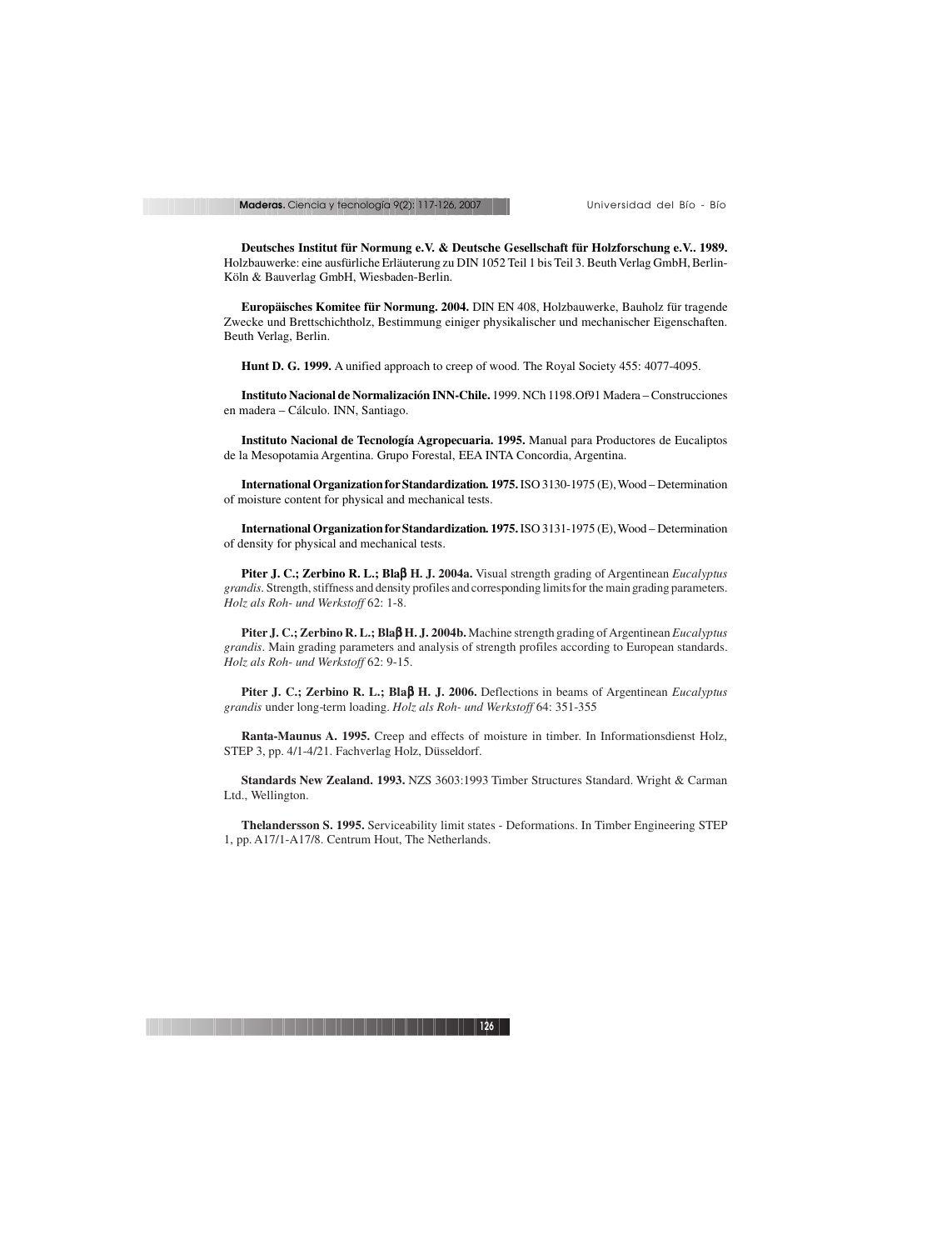**Deutsches Institut für Normung e.V. & Deutsche Gesellschaft für Holzforschung e.V.. 1989.** Holzbauwerke: eine ausfürliche Erläuterung zu DIN 1052 Teil 1 bis Teil 3. Beuth Verlag GmbH, Berlin-Köln & Bauverlag GmbH, Wiesbaden-Berlin.

**Europäisches Komitee für Normung. 2004.** DIN EN 408, Holzbauwerke, Bauholz für tragende Zwecke und Brettschichtholz, Bestimmung einiger physikalischer und mechanischer Eigenschaften. Beuth Verlag, Berlin.

**Hunt D. G. 1999.** A unified approach to creep of wood. The Royal Society 455: 4077-4095.

**Instituto Nacional de Normalización INN-Chile.** 1999. NCh 1198.Of91 Madera – Construcciones en madera – Cálculo. INN, Santiago.

**Instituto Nacional de Tecnología Agropecuaria. 1995.** Manual para Productores de Eucaliptos de la Mesopotamia Argentina. Grupo Forestal, EEA INTA Concordia, Argentina.

**International Organization for Standardization. 1975.** ISO 3130-1975 (E), Wood – Determination of moisture content for physical and mechanical tests.

**International Organization for Standardization. 1975.** ISO 3131-1975 (E), Wood – Determination of density for physical and mechanical tests.

**Piter J. C.; Zerbino R. L.; Blaβ H. J. 2004a.** Visual strength grading of Argentinean *Eucalyptus grandis*. Strength, stiffness and density profiles and corresponding limits for the main grading parameters. *Holz als Roh- und Werkstoff* 62: 1-8.

**Piter J. C.; Zerbino R. L.; Blaβ H. J. 2004b.** Machine strength grading of Argentinean *Eucalyptus grandis*. Main grading parameters and analysis of strength profiles according to European standards. *Holz als Roh- und Werkstoff* 62: 9-15.

**Piter J. C.; Zerbino R. L.; Blaβ H. J. 2006.** Deflections in beams of Argentinean *Eucalyptus grandis* under long-term loading. *Holz als Roh- und Werkstoff* 64: 351-355

**Ranta-Maunus A. 1995.** Creep and effects of moisture in timber. In Informationsdienst Holz, STEP 3, pp. 4/1-4/21. Fachverlag Holz, Düsseldorf.

**Standards New Zealand. 1993.** NZS 3603:1993 Timber Structures Standard. Wright & Carman Ltd., Wellington.

**Thelandersson S. 1995.** Serviceability limit states - Deformations. In Timber Engineering STEP 1, pp. A17/1-A17/8. Centrum Hout, The Netherlands.